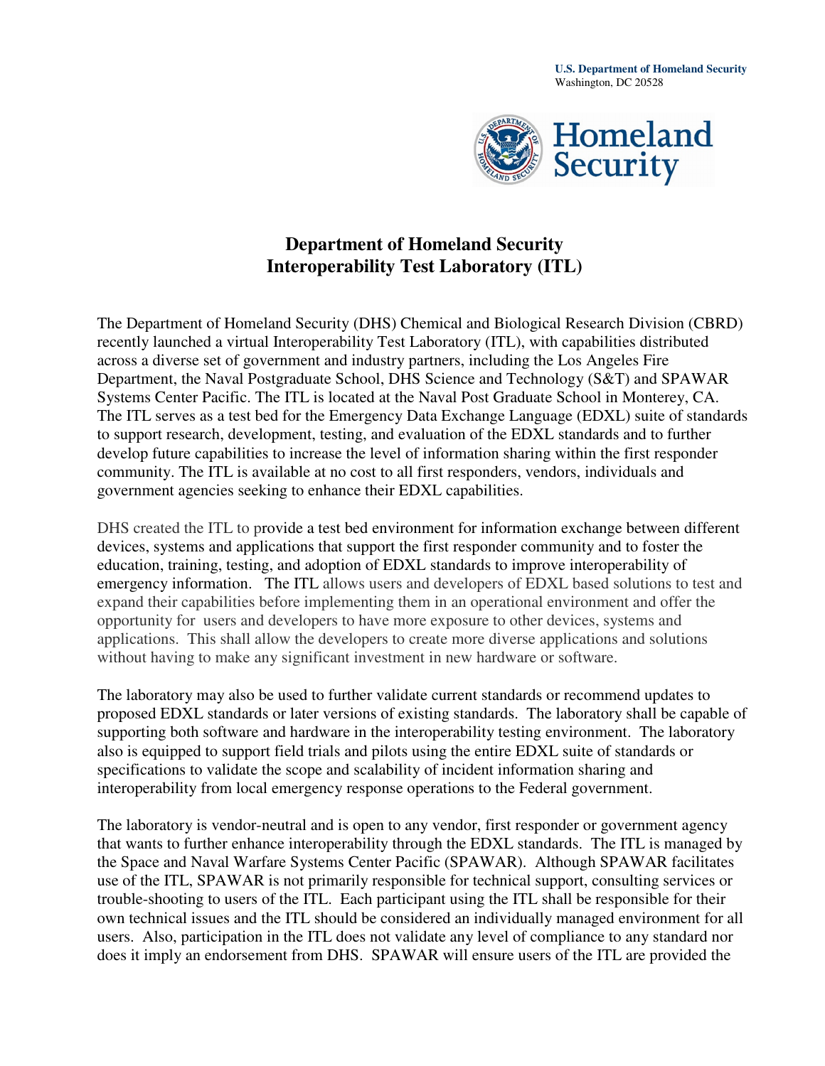**U.S. Department of Homeland Security**
Washington, DC 20528

# Department of Homeland Security Interoperability Test Laboratory (ITL)

The Department of Homeland Security (DHS) Chemical and Biological Research Division (CBRD) recently launched a virtual Interoperability Test Laboratory (ITL), with capabilities distributed across a diverse set of government and industry partners, including the Los Angeles Fire Department, the Naval Postgraduate School, DHS Science and Technology (S&T) and SPAWAR Systems Center Pacific. The ITL is located at the Naval Post Graduate School in Monterey, CA. The ITL serves as a test bed for the Emergency Data Exchange Language (EDXL) suite of standards to support research, development, testing, and evaluation of the EDXL standards and to further develop future capabilities to increase the level of information sharing within the first responder community. The ITL is available at no cost to all first responders, vendors, individuals and government agencies seeking to enhance their EDXL capabilities.

DHS created the ITL to provide a test bed environment for information exchange between different devices, systems and applications that support the first responder community and to foster the education, training, testing, and adoption of EDXL standards to improve interoperability of emergency information. The ITL allows users and developers of EDXL based solutions to test and expand their capabilities before implementing them in an operational environment and offer the opportunity for users and developers to have more exposure to other devices, systems and applications. This shall allow the developers to create more diverse applications and solutions without having to make any significant investment in new hardware or software.

The laboratory may also be used to further validate current standards or recommend updates to proposed EDXL standards or later versions of existing standards. The laboratory shall be capable of supporting both software and hardware in the interoperability testing environment. The laboratory also is equipped to support field trials and pilots using the entire EDXL suite of standards or specifications to validate the scope and scalability of incident information sharing and interoperability from local emergency response operations to the Federal government.

The laboratory is vendor-neutral and is open to any vendor, first responder or government agency that wants to further enhance interoperability through the EDXL standards. The ITL is managed by the Space and Naval Warfare Systems Center Pacific (SPAWAR). Although SPAWAR facilitates use of the ITL, SPAWAR is not primarily responsible for technical support, consulting services or trouble-shooting to users of the ITL. Each participant using the ITL shall be responsible for their own technical issues and the ITL should be considered an individually managed environment for all users. Also, participation in the ITL does not validate any level of compliance to any standard nor does it imply an endorsement from DHS. SPAWAR will ensure users of the ITL are provided the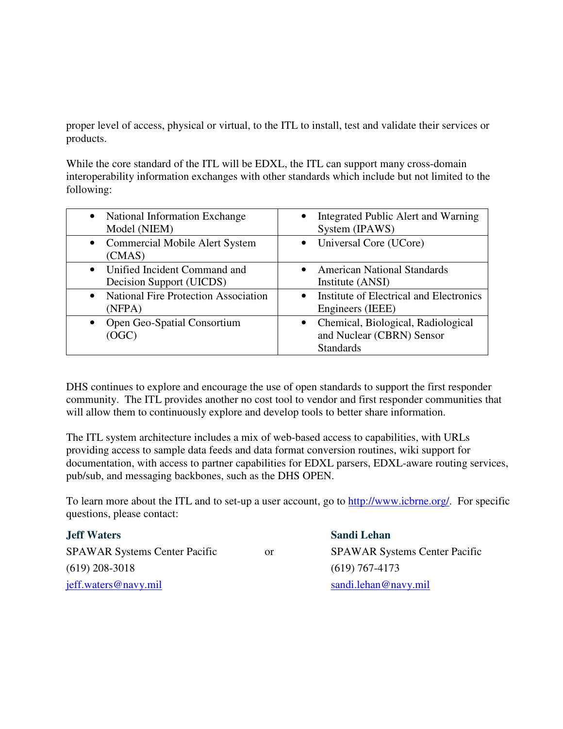proper level of access, physical or virtual, to the ITL to install, test and validate their services or products.

While the core standard of the ITL will be EDXL, the ITL can support many cross-domain interoperability information exchanges with other standards which include but not limited to the following:

| | |
|---|---|
| • National Information Exchange Model (NIEM) | • Integrated Public Alert and Warning System (IPAWS) |
| • Commercial Mobile Alert System (CMAS) | • Universal Core (UCore) |
| • Unified Incident Command and Decision Support (UICDS) | • American National Standards Institute (ANSI) |
| • National Fire Protection Association (NFPA) | • Institute of Electrical and Electronics Engineers (IEEE) |
| • Open Geo-Spatial Consortium (OGC) | • Chemical, Biological, Radiological and Nuclear (CBRN) Sensor Standards |

DHS continues to explore and encourage the use of open standards to support the first responder community. The ITL provides another no cost tool to vendor and first responder communities that will allow them to continuously explore and develop tools to better share information.

The ITL system architecture includes a mix of web-based access to capabilities, with URLs providing access to sample data feeds and data format conversion routines, wiki support for documentation, with access to partner capabilities for EDXL parsers, EDXL-aware routing services, pub/sub, and messaging backbones, such as the DHS OPEN.

To learn more about the ITL and to set-up a user account, go to http://www.icbrne.org/. For specific questions, please contact:

**Jeff Waters**
SPAWAR Systems Center Pacific
(619) 208-3018
jeff.waters@navy.mil

or

**Sandi Lehan**
SPAWAR Systems Center Pacific
(619) 767-4173
sandi.lehan@navy.mil